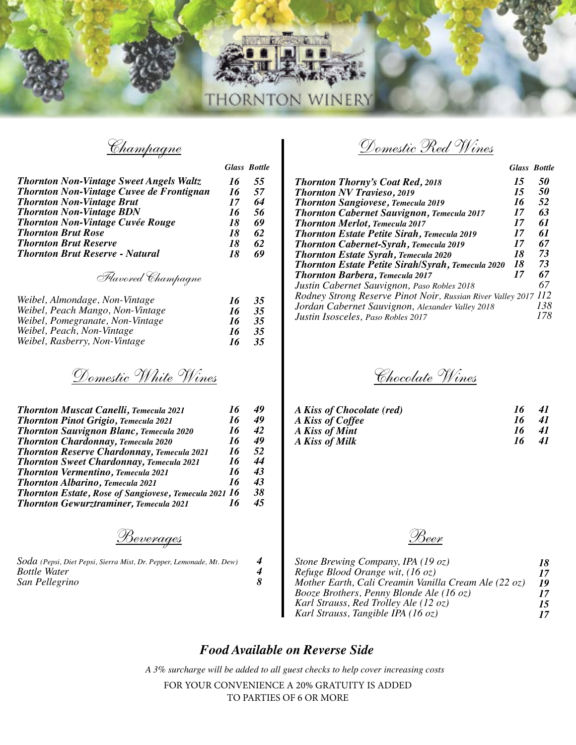# THORNTON WINERY

## Champagne

| | Glass | Bottle |
|---|---|---|
| ***Thornton Non-Vintage Sweet Angels Waltz*** | 16 | 55 |
| ***Thornton Non-Vintage Cuvee de Frontignan*** | 16 | 57 |
| ***Thornton Non-Vintage Brut*** | 17 | 64 |
| ***Thornton Non-Vintage BDN*** | 16 | 56 |
| ***Thornton Non-Vintage Cuvée Rouge*** | 18 | 69 |
| ***Thornton Brut Rose*** | 18 | 62 |
| ***Thornton Brut Reserve*** | 18 | 62 |
| ***Thornton Brut Reserve - Natural*** | 18 | 69 |

### Flavored Champagne

| | Glass | Bottle |
|---|---|---|
| *Weibel, Almondage, Non-Vintage* | 16 | 35 |
| *Weibel, Peach Mango, Non-Vintage* | 16 | 35 |
| *Weibel, Pomegranate, Non-Vintage* | 16 | 35 |
| *Weibel, Peach, Non-Vintage* | 16 | 35 |
| *Weibel, Rasberry, Non-Vintage* | 16 | 35 |

## Domestic White Wines

| | Glass | Bottle |
|---|---|---|
| ***Thornton Muscat Canelli**, Temecula 2021* | 16 | 49 |
| ***Thornton Pinot Grigio**, Temecula 2021* | 16 | 49 |
| ***Thornton Sauvignon Blanc**, Temecula 2020* | 16 | 42 |
| ***Thornton Chardonnay**, Temecula 2020* | 16 | 49 |
| ***Thornton Reserve Chardonnay**, Temecula 2021* | 16 | 52 |
| ***Thornton Sweet Chardonnay**, Temecula 2021* | 16 | 44 |
| ***Thornton Vermentino**, Temecula 2021* | 16 | 43 |
| ***Thornton Albarino**, Temecula 2021* | 16 | 43 |
| ***Thornton Estate**, Rose of Sangiovese, Temecula 2021* | 16 | 38 |
| ***Thornton Gewurztraminer**, Temecula 2021* | 16 | 45 |

## Beverages

| | |
|---|---|
| *Soda (Pepsi, Diet Pepsi, Sierra Mist, Dr. Pepper, Lemonade, Mt. Dew)* | 4 |
| *Bottle Water* | 4 |
| *San Pellegrino* | 8 |

## Domestic Red Wines

| | Glass | Bottle |
|---|---|---|
| ***Thornton Thorny's Coat Red**, 2018* | 15 | 50 |
| ***Thornton NV Travieso**, 2019* | 15 | 50 |
| ***Thornton Sangiovese**, Temecula 2019* | 16 | 52 |
| ***Thornton Cabernet Sauvignon**, Temecula 2017* | 17 | 63 |
| ***Thornton Merlot**, Temecula 2017* | 17 | 61 |
| ***Thornton Estate Petite Sirah**, Temecula 2019* | 17 | 61 |
| ***Thornton Cabernet-Syrah**, Temecula 2019* | 17 | 67 |
| ***Thornton Estate Syrah**, Temecula 2020* | 18 | 73 |
| ***Thornton Estate Petite Sirah/Syrah**, Temecula 2020* | 18 | 73 |
| ***Thornton Barbera**, Temecula 2017* | 17 | 67 |
| *Justin Cabernet Sauvignon, Paso Robles 2018* | | 67 |
| *Rodney Strong Reserve Pinot Noir, Russian River Valley 2017* | | 112 |
| *Jordan Cabernet Sauvignon, Alexander Valley 2018* | | 138 |
| *Justin Isosceles, Paso Robles 2017* | | 178 |

## Chocolate Wines

| | Glass | Bottle |
|---|---|---|
| ***A Kiss of Chocolate (red)*** | 16 | 41 |
| ***A Kiss of Coffee*** | 16 | 41 |
| ***A Kiss of Mint*** | 16 | 41 |
| ***A Kiss of Milk*** | 16 | 41 |

## Beer

| | |
|---|---|
| *Stone Brewing Company, IPA (19 oz)* | 18 |
| *Refuge Blood Orange wit, (16 oz)* | 17 |
| *Mother Earth, Cali Creamin Vanilla Cream Ale (22 oz)* | 19 |
| *Booze Brothers, Penny Blonde Ale (16 oz)* | 17 |
| *Karl Strauss, Red Trolley Ale (12 oz)* | 15 |
| *Karl Strauss, Tangible IPA (16 oz)* | 17 |

### *Food Available on Reverse Side*

*A 3% surcharge will be added to all guest checks to help cover increasing costs*

FOR YOUR CONVENIENCE A 20% GRATUITY IS ADDED TO PARTIES OF 6 OR MORE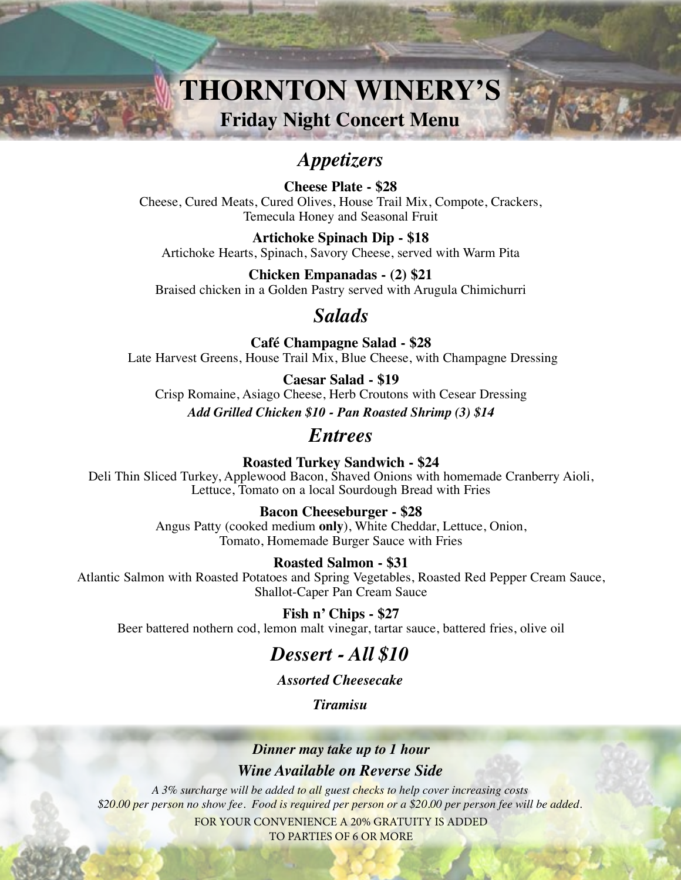# THORNTON WINERY'S

## Friday Night Concert Menu

## *Appetizers*

**Cheese Plate - $28**
Cheese, Cured Meats, Cured Olives, House Trail Mix, Compote, Crackers, Temecula Honey and Seasonal Fruit

**Artichoke Spinach Dip - $18**
Artichoke Hearts, Spinach, Savory Cheese, served with Warm Pita

**Chicken Empanadas - (2) $21**
Braised chicken in a Golden Pastry served with Arugula Chimichurri

## *Salads*

**Café Champagne Salad - $28**
Late Harvest Greens, House Trail Mix, Blue Cheese, with Champagne Dressing

**Caesar Salad - $19**
Crisp Romaine, Asiago Cheese, Herb Croutons with Cesear Dressing

***Add Grilled Chicken $10 - Pan Roasted Shrimp (3) $14***

## *Entrees*

**Roasted Turkey Sandwich - $24**
Deli Thin Sliced Turkey, Applewood Bacon, Shaved Onions with homemade Cranberry Aioli, Lettuce, Tomato on a local Sourdough Bread with Fries

**Bacon Cheeseburger - $28**
Angus Patty (cooked medium **only**), White Cheddar, Lettuce, Onion, Tomato, Homemade Burger Sauce with Fries

**Roasted Salmon - $31**
Atlantic Salmon with Roasted Potatoes and Spring Vegetables, Roasted Red Pepper Cream Sauce, Shallot-Caper Pan Cream Sauce

**Fish n' Chips - $27**
Beer battered nothern cod, lemon malt vinegar, tartar sauce, battered fries, olive oil

## *Dessert - All $10*

***Assorted Cheesecake***

***Tiramisu***

***Dinner may take up to 1 hour***

***Wine Available on Reverse Side***

*A 3% surcharge will be added to all guest checks to help cover increasing costs*
*$20.00 per person no show fee. Food is required per person or a $20.00 per person fee will be added.*

FOR YOUR CONVENIENCE A 20% GRATUITY IS ADDED TO PARTIES OF 6 OR MORE